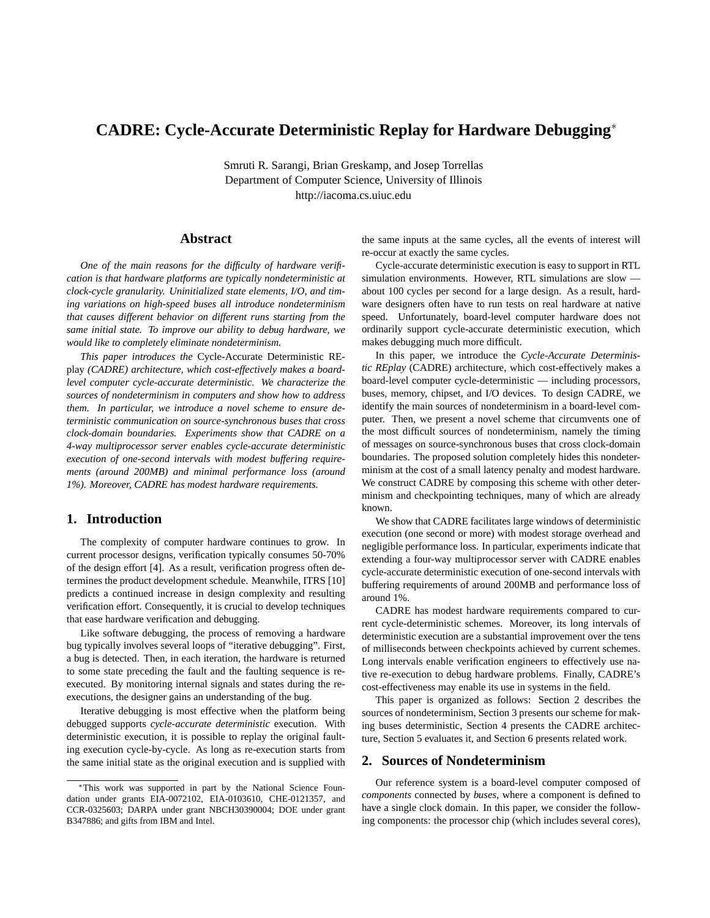# CADRE: Cycle-Accurate Deterministic Replay for Hardware Debugging*

Smruti R. Sarangi, Brian Greskamp, and Josep Torrellas
Department of Computer Science, University of Illinois
http://iacoma.cs.uiuc.edu

## Abstract

*One of the main reasons for the difficulty of hardware verification is that hardware platforms are typically nondeterministic at clock-cycle granularity. Uninitialized state elements, I/O, and timing variations on high-speed buses all introduce nondeterminism that causes different behavior on different runs starting from the same initial state. To improve our ability to debug hardware, we would like to completely eliminate nondeterminism.*

*This paper introduces the* Cycle-Accurate Deterministic REplay *(CADRE) architecture, which cost-effectively makes a board-level computer cycle-accurate deterministic. We characterize the sources of nondeterminism in computers and show how to address them. In particular, we introduce a novel scheme to ensure deterministic communication on source-synchronous buses that cross clock-domain boundaries. Experiments show that CADRE on a 4-way multiprocessor server enables cycle-accurate deterministic execution of one-second intervals with modest buffering requirements (around 200MB) and minimal performance loss (around 1%). Moreover, CADRE has modest hardware requirements.*

## 1. Introduction

The complexity of computer hardware continues to grow. In current processor designs, verification typically consumes 50-70% of the design effort [4]. As a result, verification progress often determines the product development schedule. Meanwhile, ITRS [10] predicts a continued increase in design complexity and resulting verification effort. Consequently, it is crucial to develop techniques that ease hardware verification and debugging.

Like software debugging, the process of removing a hardware bug typically involves several loops of "iterative debugging". First, a bug is detected. Then, in each iteration, the hardware is returned to some state preceding the fault and the faulting sequence is re-executed. By monitoring internal signals and states during the re-executions, the designer gains an understanding of the bug.

Iterative debugging is most effective when the platform being debugged supports *cycle-accurate deterministic* execution. With deterministic execution, it is possible to replay the original faulting execution cycle-by-cycle. As long as re-execution starts from the same initial state as the original execution and is supplied with the same inputs at the same cycles, all the events of interest will re-occur at exactly the same cycles.

Cycle-accurate deterministic execution is easy to support in RTL simulation environments. However, RTL simulations are slow — about 100 cycles per second for a large design. As a result, hardware designers often have to run tests on real hardware at native speed. Unfortunately, board-level computer hardware does not ordinarily support cycle-accurate deterministic execution, which makes debugging much more difficult.

In this paper, we introduce the *Cycle-Accurate Deterministic REplay* (CADRE) architecture, which cost-effectively makes a board-level computer cycle-deterministic — including processors, buses, memory, chipset, and I/O devices. To design CADRE, we identify the main sources of nondeterminism in a board-level computer. Then, we present a novel scheme that circumvents one of the most difficult sources of nondeterminism, namely the timing of messages on source-synchronous buses that cross clock-domain boundaries. The proposed solution completely hides this nondeterminism at the cost of a small latency penalty and modest hardware. We construct CADRE by composing this scheme with other determinism and checkpointing techniques, many of which are already known.

We show that CADRE facilitates large windows of deterministic execution (one second or more) with modest storage overhead and negligible performance loss. In particular, experiments indicate that extending a four-way multiprocessor server with CADRE enables cycle-accurate deterministic execution of one-second intervals with buffering requirements of around 200MB and performance loss of around 1%.

CADRE has modest hardware requirements compared to current cycle-deterministic schemes. Moreover, its long intervals of deterministic execution are a substantial improvement over the tens of milliseconds between checkpoints achieved by current schemes. Long intervals enable verification engineers to effectively use native re-execution to debug hardware problems. Finally, CADRE's cost-effectiveness may enable its use in systems in the field.

This paper is organized as follows: Section 2 describes the sources of nondeterminism, Section 3 presents our scheme for making buses deterministic, Section 4 presents the CADRE architecture, Section 5 evaluates it, and Section 6 presents related work.

## 2. Sources of Nondeterminism

Our reference system is a board-level computer composed of *components* connected by *buses*, where a component is defined to have a single clock domain. In this paper, we consider the following components: the processor chip (which includes several cores),

*This work was supported in part by the National Science Foundation under grants EIA-0072102, EIA-0103610, CHE-0121357, and CCR-0325603; DARPA under grant NBCH30390004; DOE under grant B347886; and gifts from IBM and Intel.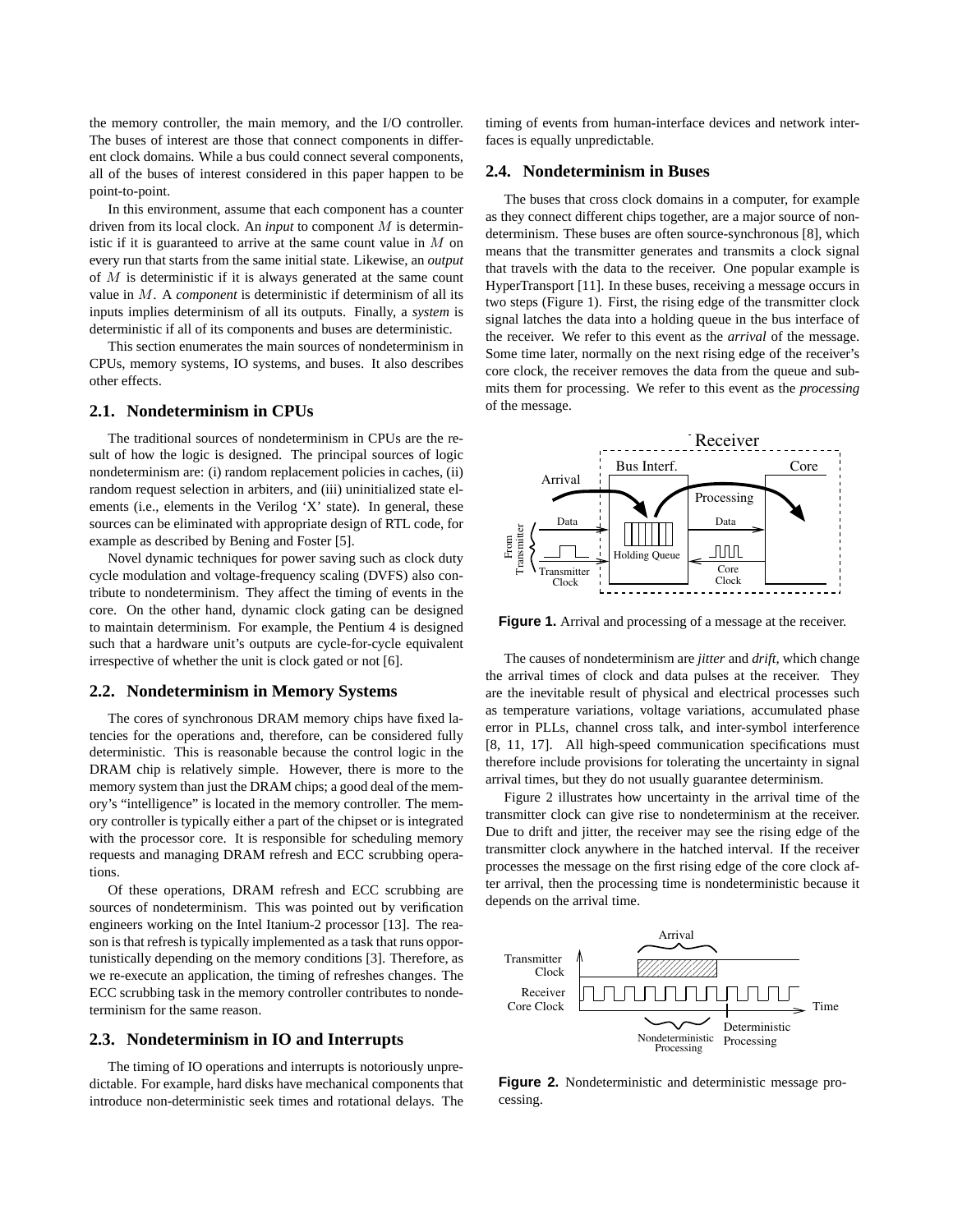the memory controller, the main memory, and the I/O controller. The buses of interest are those that connect components in different clock domains. While a bus could connect several components, all of the buses of interest considered in this paper happen to be point-to-point.

In this environment, assume that each component has a counter driven from its local clock. An *input* to component $M$ is deterministic if it is guaranteed to arrive at the same count value in $M$ on every run that starts from the same initial state. Likewise, an *output* of $M$ is deterministic if it is always generated at the same count value in $M$. A *component* is deterministic if determinism of all its inputs implies determinism of all its outputs. Finally, a *system* is deterministic if all of its components and buses are deterministic.

This section enumerates the main sources of nondeterminism in CPUs, memory systems, IO systems, and buses. It also describes other effects.

### 2.1. Nondeterminism in CPUs

The traditional sources of nondeterminism in CPUs are the result of how the logic is designed. The principal sources of logic nondeterminism are: (i) random replacement policies in caches, (ii) random request selection in arbiters, and (iii) uninitialized state elements (i.e., elements in the Verilog 'X' state). In general, these sources can be eliminated with appropriate design of RTL code, for example as described by Bening and Foster [5].

Novel dynamic techniques for power saving such as clock duty cycle modulation and voltage-frequency scaling (DVFS) also contribute to nondeterminism. They affect the timing of events in the core. On the other hand, dynamic clock gating can be designed to maintain determinism. For example, the Pentium 4 is designed such that a hardware unit's outputs are cycle-for-cycle equivalent irrespective of whether the unit is clock gated or not [6].

### 2.2. Nondeterminism in Memory Systems

The cores of synchronous DRAM memory chips have fixed latencies for the operations and, therefore, can be considered fully deterministic. This is reasonable because the control logic in the DRAM chip is relatively simple. However, there is more to the memory system than just the DRAM chips; a good deal of the memory's "intelligence" is located in the memory controller. The memory controller is typically either a part of the chipset or is integrated with the processor core. It is responsible for scheduling memory requests and managing DRAM refresh and ECC scrubbing operations.

Of these operations, DRAM refresh and ECC scrubbing are sources of nondeterminism. This was pointed out by verification engineers working on the Intel Itanium-2 processor [13]. The reason is that refresh is typically implemented as a task that runs opportunistically depending on the memory conditions [3]. Therefore, as we re-execute an application, the timing of refreshes changes. The ECC scrubbing task in the memory controller contributes to nondeterminism for the same reason.

### 2.3. Nondeterminism in IO and Interrupts

The timing of IO operations and interrupts is notoriously unpredictable. For example, hard disks have mechanical components that introduce non-deterministic seek times and rotational delays. The timing of events from human-interface devices and network interfaces is equally unpredictable.

### 2.4. Nondeterminism in Buses

The buses that cross clock domains in a computer, for example as they connect different chips together, are a major source of nondeterminism. These buses are often source-synchronous [8], which means that the transmitter generates and transmits a clock signal that travels with the data to the receiver. One popular example is HyperTransport [11]. In these buses, receiving a message occurs in two steps (Figure 1). First, the rising edge of the transmitter clock signal latches the data into a holding queue in the bus interface of the receiver. We refer to this event as the *arrival* of the message. Some time later, normally on the next rising edge of the receiver's core clock, the receiver removes the data from the queue and submits them for processing. We refer to this event as the *processing* of the message.

**Figure 1.** Arrival and processing of a message at the receiver.

The causes of nondeterminism are *jitter* and *drift*, which change the arrival times of clock and data pulses at the receiver. They are the inevitable result of physical and electrical processes such as temperature variations, voltage variations, accumulated phase error in PLLs, channel cross talk, and inter-symbol interference [8, 11, 17]. All high-speed communication specifications must therefore include provisions for tolerating the uncertainty in signal arrival times, but they do not usually guarantee determinism.

Figure 2 illustrates how uncertainty in the arrival time of the transmitter clock can give rise to nondeterminism at the receiver. Due to drift and jitter, the receiver may see the rising edge of the transmitter clock anywhere in the hatched interval. If the receiver processes the message on the first rising edge of the core clock after arrival, then the processing time is nondeterministic because it depends on the arrival time.

**Figure 2.** Nondeterministic and deterministic message processing.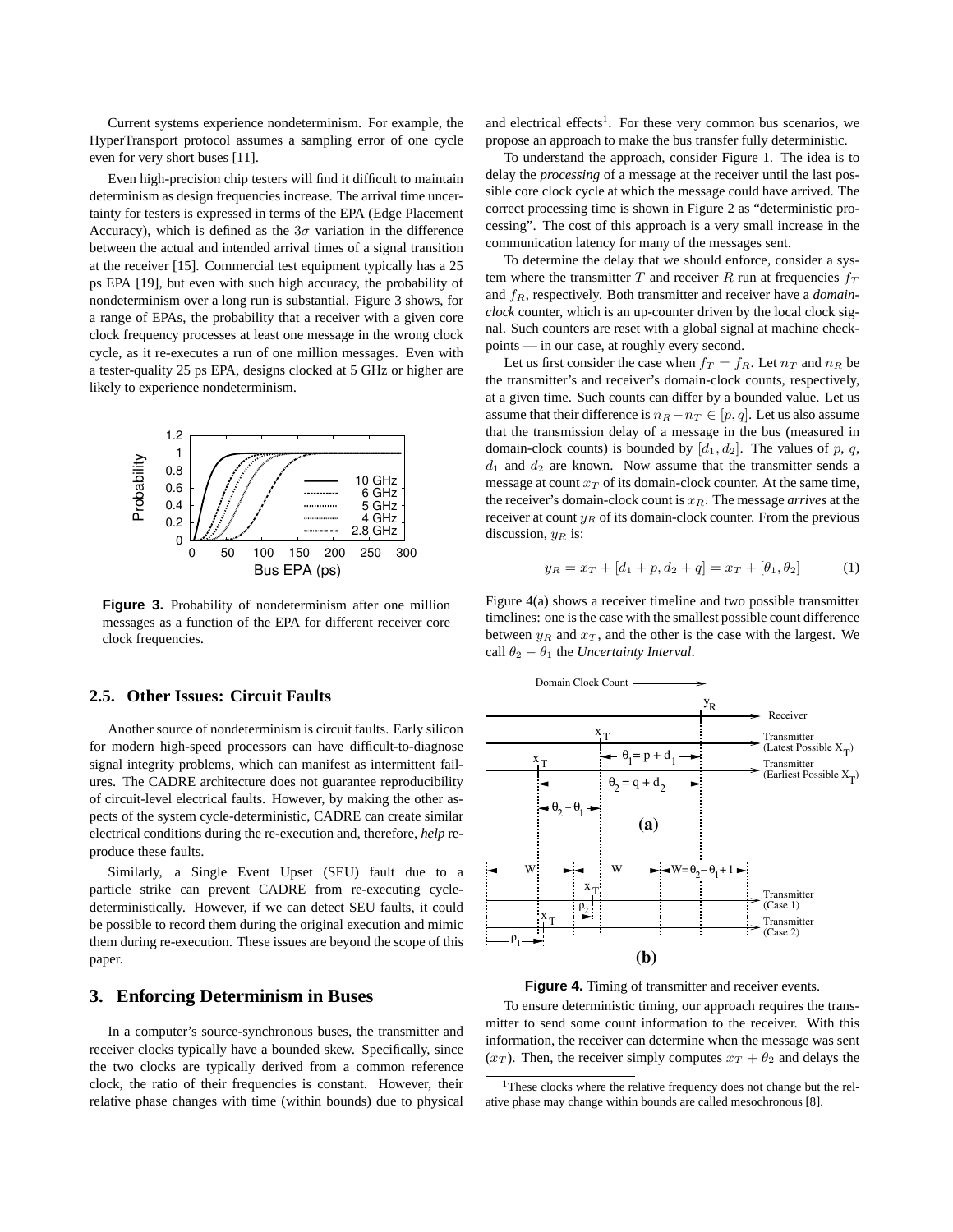Current systems experience nondeterminism. For example, the HyperTransport protocol assumes a sampling error of one cycle even for very short buses [11].

Even high-precision chip testers will find it difficult to maintain determinism as design frequencies increase. The arrival time uncertainty for testers is expressed in terms of the EPA (Edge Placement Accuracy), which is defined as the $3\sigma$ variation in the difference between the actual and intended arrival times of a signal transition at the receiver [15]. Commercial test equipment typically has a 25 ps EPA [19], but even with such high accuracy, the probability of nondeterminism over a long run is substantial. Figure 3 shows, for a range of EPAs, the probability that a receiver with a given core clock frequency processes at least one message in the wrong clock cycle, as it re-executes a run of one million messages. Even with a tester-quality 25 ps EPA, designs clocked at 5 GHz or higher are likely to experience nondeterminism.

**Figure 3.** Probability of nondeterminism after one million messages as a function of the EPA for different receiver core clock frequencies.

## 2.5. Other Issues: Circuit Faults

Another source of nondeterminism is circuit faults. Early silicon for modern high-speed processors can have difficult-to-diagnose signal integrity problems, which can manifest as intermittent failures. The CADRE architecture does not guarantee reproducibility of circuit-level electrical faults. However, by making the other aspects of the system cycle-deterministic, CADRE can create similar electrical conditions during the re-execution and, therefore, *help* reproduce these faults.

Similarly, a Single Event Upset (SEU) fault due to a particle strike can prevent CADRE from re-executing cycle-deterministically. However, if we can detect SEU faults, it could be possible to record them during the original execution and mimic them during re-execution. These issues are beyond the scope of this paper.

# 3. Enforcing Determinism in Buses

In a computer's source-synchronous buses, the transmitter and receiver clocks typically have a bounded skew. Specifically, since the two clocks are typically derived from a common reference clock, the ratio of their frequencies is constant. However, their relative phase changes with time (within bounds) due to physical and electrical effects[1]. For these very common bus scenarios, we propose an approach to make the bus transfer fully deterministic.

To understand the approach, consider Figure 1. The idea is to delay the *processing* of a message at the receiver until the last possible core clock cycle at which the message could have arrived. The correct processing time is shown in Figure 2 as "deterministic processing". The cost of this approach is a very small increase in the communication latency for many of the messages sent.

To determine the delay that we should enforce, consider a system where the transmitter $T$ and receiver $R$ run at frequencies $f_T$ and $f_R$, respectively. Both transmitter and receiver have a *domain-clock* counter, which is an up-counter driven by the local clock signal. Such counters are reset with a global signal at machine checkpoints — in our case, at roughly every second.

Let us first consider the case when $f_T = f_R$. Let $n_T$ and $n_R$ be the transmitter's and receiver's domain-clock counts, respectively, at a given time. Such counts can differ by a bounded value. Let us assume that their difference is $n_R - n_T \in [p, q]$. Let us also assume that the transmission delay of a message in the bus (measured in domain-clock counts) is bounded by $[d_1, d_2]$. The values of $p$, $q$, $d_1$ and $d_2$ are known. Now assume that the transmitter sends a message at count $x_T$ of its domain-clock counter. At the same time, the receiver's domain-clock count is $x_R$. The message ***arrives*** at the receiver at count $y_R$ of its domain-clock counter. From the previous discussion, $y_R$ is:

$$y_R = x_T + [d_1 + p, d_2 + q] = x_T + [\theta_1, \theta_2] \qquad (1)$$

Figure 4(a) shows a receiver timeline and two possible transmitter timelines: one is the case with the smallest possible count difference between $y_R$ and $x_T$, and the other is the case with the largest. We call $\theta_2 - \theta_1$ the *Uncertainty Interval*.

**Figure 4.** Timing of transmitter and receiver events.

To ensure deterministic timing, our approach requires the transmitter to send some count information to the receiver. With this information, the receiver can determine when the message was sent ($x_T$). Then, the receiver simply computes $x_T + \theta_2$ and delays the

[1] These clocks where the relative frequency does not change but the relative phase may change within bounds are called mesochronous [8].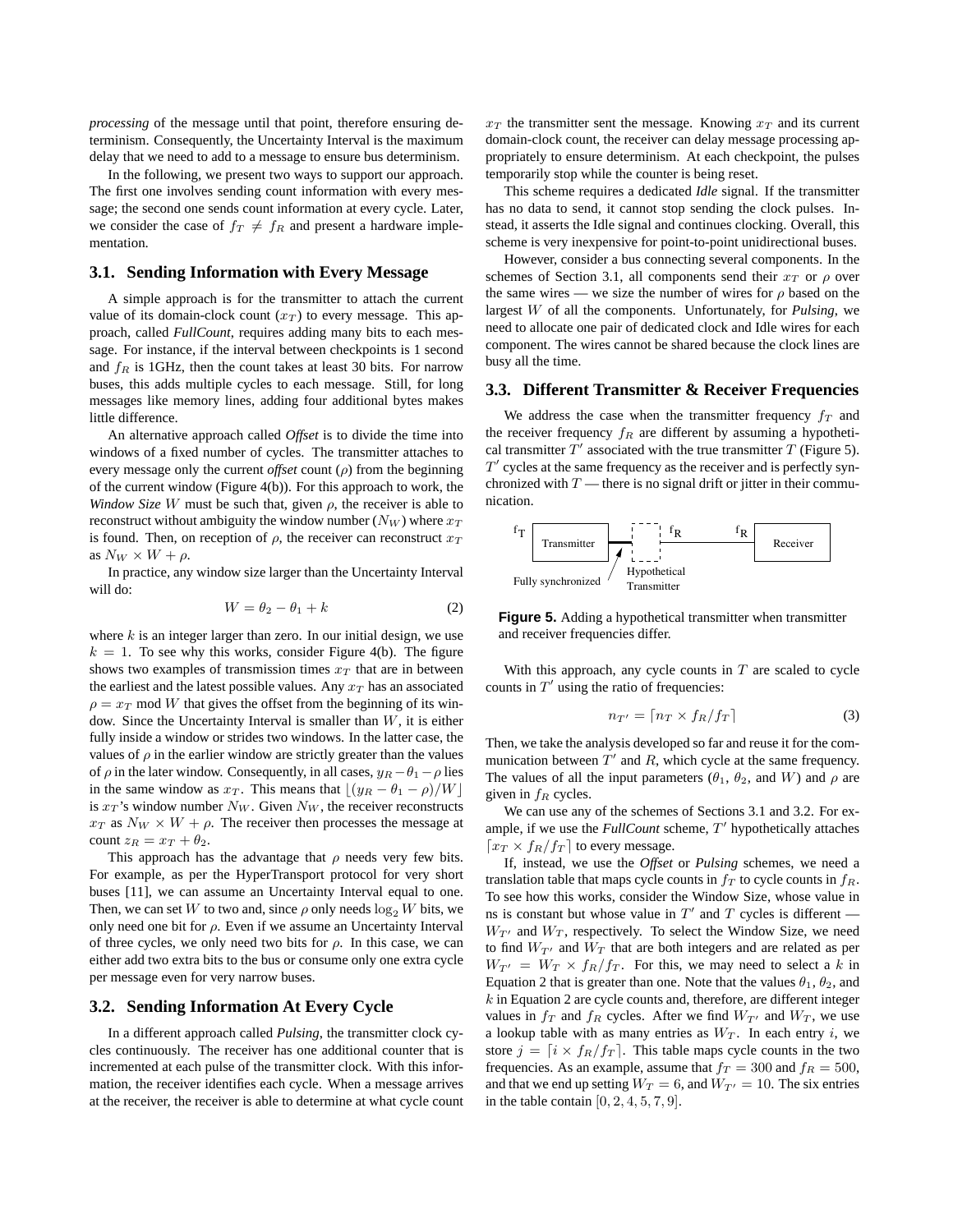*processing* of the message until that point, therefore ensuring determinism. Consequently, the Uncertainty Interval is the maximum delay that we need to add to a message to ensure bus determinism.

In the following, we present two ways to support our approach. The first one involves sending count information with every message; the second one sends count information at every cycle. Later, we consider the case of $f_T \neq f_R$ and present a hardware implementation.

### 3.1. Sending Information with Every Message

A simple approach is for the transmitter to attach the current value of its domain-clock count ($x_T$) to every message. This approach, called *FullCount*, requires adding many bits to each message. For instance, if the interval between checkpoints is 1 second and $f_R$ is 1GHz, then the count takes at least 30 bits. For narrow buses, this adds multiple cycles to each message. Still, for long messages like memory lines, adding four additional bytes makes little difference.

An alternative approach called *Offset* is to divide the time into windows of a fixed number of cycles. The transmitter attaches to every message only the current *offset* count ($\rho$) from the beginning of the current window (Figure 4(b)). For this approach to work, the *Window Size* $W$ must be such that, given $\rho$, the receiver is able to reconstruct without ambiguity the window number ($N_W$) where $x_T$ is found. Then, on reception of $\rho$, the receiver can reconstruct $x_T$ as $N_W \times W + \rho$.

In practice, any window size larger than the Uncertainty Interval will do:

$$W = \theta_2 - \theta_1 + k \tag{2}$$

where $k$ is an integer larger than zero. In our initial design, we use $k = 1$. To see why this works, consider Figure 4(b). The figure shows two examples of transmission times $x_T$ that are in between the earliest and the latest possible values. Any $x_T$ has an associated $\rho = x_T \bmod W$ that gives the offset from the beginning of its window. Since the Uncertainty Interval is smaller than $W$, it is either fully inside a window or strides two windows. In the latter case, the values of $\rho$ in the earlier window are strictly greater than the values of $\rho$ in the later window. Consequently, in all cases, $y_R - \theta_1 - \rho$ lies in the same window as $x_T$. This means that $\lfloor (y_R - \theta_1 - \rho)/W \rfloor$ is $x_T$'s window number $N_W$. Given $N_W$, the receiver reconstructs $x_T$ as $N_W \times W + \rho$. The receiver then processes the message at count $z_R = x_T + \theta_2$.

This approach has the advantage that $\rho$ needs very few bits. For example, as per the HyperTransport protocol for very short buses [11], we can assume an Uncertainty Interval equal to one. Then, we can set $W$ to two and, since $\rho$ only needs $\log_2 W$ bits, we only need one bit for $\rho$. Even if we assume an Uncertainty Interval of three cycles, we only need two bits for $\rho$. In this case, we can either add two extra bits to the bus or consume only one extra cycle per message even for very narrow buses.

### 3.2. Sending Information At Every Cycle

In a different approach called *Pulsing*, the transmitter clock cycles continuously. The receiver has one additional counter that is incremented at each pulse of the transmitter clock. With this information, the receiver identifies each cycle. When a message arrives at the receiver, the receiver is able to determine at what cycle count $x_T$ the transmitter sent the message. Knowing $x_T$ and its current domain-clock count, the receiver can delay message processing appropriately to ensure determinism. At each checkpoint, the pulses temporarily stop while the counter is being reset.

This scheme requires a dedicated *Idle* signal. If the transmitter has no data to send, it cannot stop sending the clock pulses. Instead, it asserts the Idle signal and continues clocking. Overall, this scheme is very inexpensive for point-to-point unidirectional buses.

However, consider a bus connecting several components. In the schemes of Section 3.1, all components send their $x_T$ or $\rho$ over the same wires — we size the number of wires for $\rho$ based on the largest $W$ of all the components. Unfortunately, for *Pulsing*, we need to allocate one pair of dedicated clock and Idle wires for each component. The wires cannot be shared because the clock lines are busy all the time.

### 3.3. Different Transmitter & Receiver Frequencies

We address the case when the transmitter frequency $f_T$ and the receiver frequency $f_R$ are different by assuming a hypothetical transmitter $T'$ associated with the true transmitter $T$ (Figure 5). $T'$ cycles at the same frequency as the receiver and is perfectly synchronized with $T$ — there is no signal drift or jitter in their communication.

**Figure 5.** Adding a hypothetical transmitter when transmitter and receiver frequencies differ.

With this approach, any cycle counts in $T$ are scaled to cycle counts in $T'$ using the ratio of frequencies:

$$n_{T'} = \lceil n_T \times f_R/f_T \rceil \tag{3}$$

Then, we take the analysis developed so far and reuse it for the communication between $T'$ and $R$, which cycle at the same frequency. The values of all the input parameters ($\theta_1$, $\theta_2$, and $W$) and $\rho$ are given in $f_R$ cycles.

We can use any of the schemes of Sections 3.1 and 3.2. For example, if we use the *FullCount* scheme, $T'$ hypothetically attaches $\lceil x_T \times f_R/f_T \rceil$ to every message.

If, instead, we use the *Offset* or *Pulsing* schemes, we need a translation table that maps cycle counts in $f_T$ to cycle counts in $f_R$. To see how this works, consider the Window Size, whose value in ns is constant but whose value in $T'$ and $T$ cycles is different — $W_{T'}$ and $W_T$, respectively. To select the Window Size, we need to find $W_{T'}$ and $W_T$ that are both integers and are related as per $W_{T'} = W_T \times f_R/f_T$. For this, we may need to select a $k$ in Equation 2 that is greater than one. Note that the values $\theta_1$, $\theta_2$, and $k$ in Equation 2 are cycle counts and, therefore, are different integer values in $f_T$ and $f_R$ cycles. After we find $W_{T'}$ and $W_T$, we use a lookup table with as many entries as $W_T$. In each entry $i$, we store $j = \lceil i \times f_R/f_T \rceil$. This table maps cycle counts in the two frequencies. As an example, assume that $f_T = 300$ and $f_R = 500$, and that we end up setting $W_T = 6$, and $W_{T'} = 10$. The six entries in the table contain $[0, 2, 4, 5, 7, 9]$.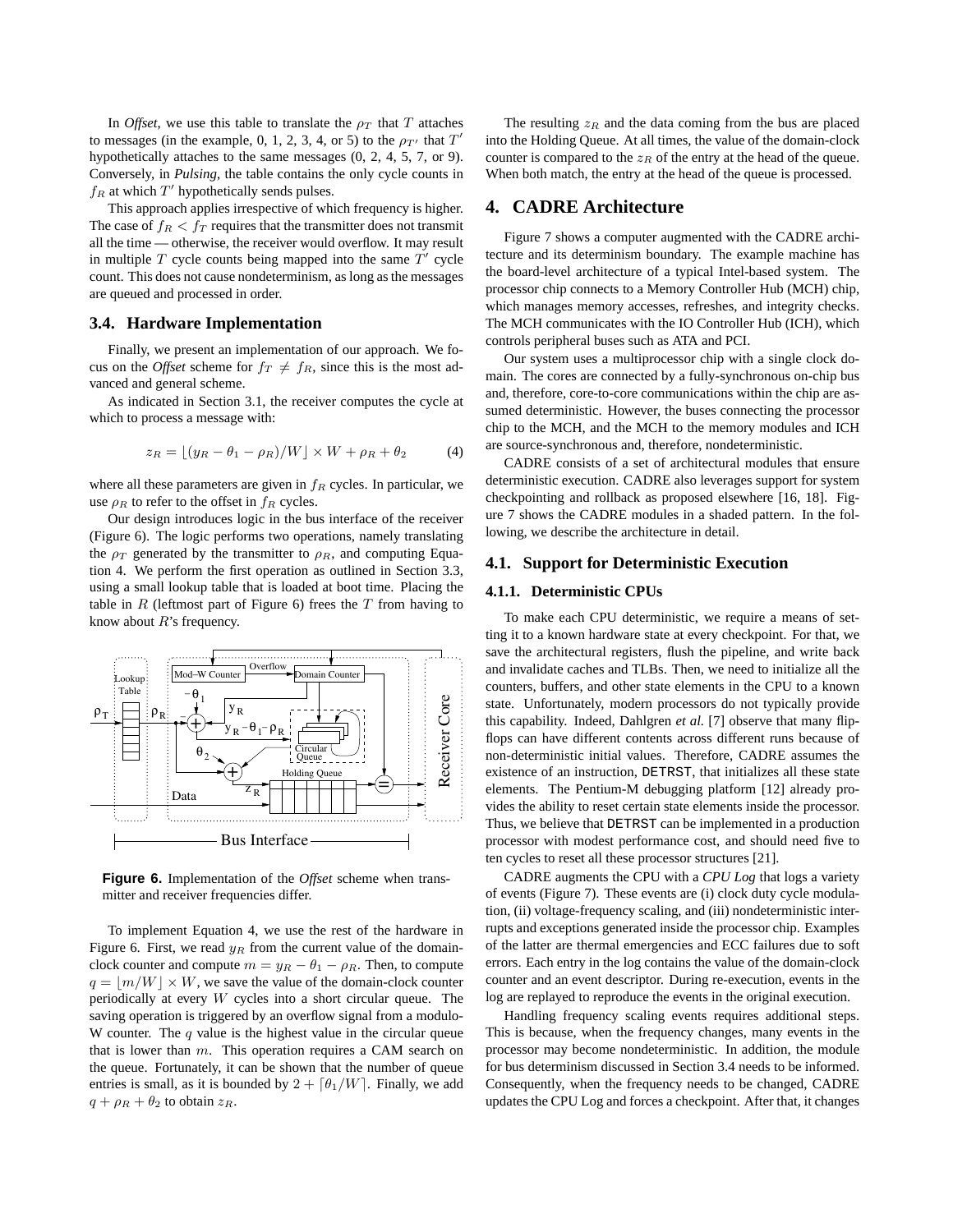In *Offset*, we use this table to translate the $\rho_T$ that $T$ attaches to messages (in the example, 0, 1, 2, 3, 4, or 5) to the $\rho_{T'}$ that $T'$ hypothetically attaches to the same messages (0, 2, 4, 5, 7, or 9). Conversely, in *Pulsing*, the table contains the only cycle counts in $f_R$ at which $T'$ hypothetically sends pulses.

This approach applies irrespective of which frequency is higher. The case of $f_R < f_T$ requires that the transmitter does not transmit all the time — otherwise, the receiver would overflow. It may result in multiple $T$ cycle counts being mapped into the same $T'$ cycle count. This does not cause nondeterminism, as long as the messages are queued and processed in order.

### 3.4. Hardware Implementation

Finally, we present an implementation of our approach. We focus on the *Offset* scheme for $f_T \neq f_R$, since this is the most advanced and general scheme.

As indicated in Section 3.1, the receiver computes the cycle at which to process a message with:

$$z_R = \lfloor (y_R - \theta_1 - \rho_R)/W \rfloor \times W + \rho_R + \theta_2 \tag{4}$$

where all these parameters are given in $f_R$ cycles. In particular, we use $\rho_R$ to refer to the offset in $f_R$ cycles.

Our design introduces logic in the bus interface of the receiver (Figure 6). The logic performs two operations, namely translating the $\rho_T$ generated by the transmitter to $\rho_R$, and computing Equation 4. We perform the first operation as outlined in Section 3.3, using a small lookup table that is loaded at boot time. Placing the table in $R$ (leftmost part of Figure 6) frees the $T$ from having to know about $R$'s frequency.

**Figure 6.** Implementation of the *Offset* scheme when transmitter and receiver frequencies differ.

To implement Equation 4, we use the rest of the hardware in Figure 6. First, we read $y_R$ from the current value of the domain-clock counter and compute $m = y_R - \theta_1 - \rho_R$. Then, to compute $q = \lfloor m/W \rfloor \times W$, we save the value of the domain-clock counter periodically at every $W$ cycles into a short circular queue. The saving operation is triggered by an overflow signal from a modulo-W counter. The $q$ value is the highest value in the circular queue that is lower than $m$. This operation requires a CAM search on the queue. Fortunately, it can be shown that the number of queue entries is small, as it is bounded by $2 + \lceil \theta_1/W \rceil$. Finally, we add $q + \rho_R + \theta_2$ to obtain $z_R$.

The resulting $z_R$ and the data coming from the bus are placed into the Holding Queue. At all times, the value of the domain-clock counter is compared to the $z_R$ of the entry at the head of the queue. When both match, the entry at the head of the queue is processed.

## 4. CADRE Architecture

Figure 7 shows a computer augmented with the CADRE architecture and its determinism boundary. The example machine has the board-level architecture of a typical Intel-based system. The processor chip connects to a Memory Controller Hub (MCH) chip, which manages memory accesses, refreshes, and integrity checks. The MCH communicates with the IO Controller Hub (ICH), which controls peripheral buses such as ATA and PCI.

Our system uses a multiprocessor chip with a single clock domain. The cores are connected by a fully-synchronous on-chip bus and, therefore, core-to-core communications within the chip are assumed deterministic. However, the buses connecting the processor chip to the MCH, and the MCH to the memory modules and ICH are source-synchronous and, therefore, nondeterministic.

CADRE consists of a set of architectural modules that ensure deterministic execution. CADRE also leverages support for system checkpointing and rollback as proposed elsewhere [16, 18]. Figure 7 shows the CADRE modules in a shaded pattern. In the following, we describe the architecture in detail.

### 4.1. Support for Deterministic Execution

#### 4.1.1. Deterministic CPUs

To make each CPU deterministic, we require a means of setting it to a known hardware state at every checkpoint. For that, we save the architectural registers, flush the pipeline, and write back and invalidate caches and TLBs. Then, we need to initialize all the counters, buffers, and other state elements in the CPU to a known state. Unfortunately, modern processors do not typically provide this capability. Indeed, Dahlgren *et al.* [7] observe that many flipflops can have different contents across different runs because of non-deterministic initial values. Therefore, CADRE assumes the existence of an instruction, `DETRST`, that initializes all these state elements. The Pentium-M debugging platform [12] already provides the ability to reset certain state elements inside the processor. Thus, we believe that `DETRST` can be implemented in a production processor with modest performance cost, and should need five to ten cycles to reset all these processor structures [21].

CADRE augments the CPU with a *CPU Log* that logs a variety of events (Figure 7). These events are (i) clock duty cycle modulation, (ii) voltage-frequency scaling, and (iii) nondeterministic interrupts and exceptions generated inside the processor chip. Examples of the latter are thermal emergencies and ECC failures due to soft errors. Each entry in the log contains the value of the domain-clock counter and an event descriptor. During re-execution, events in the log are replayed to reproduce the events in the original execution.

Handling frequency scaling events requires additional steps. This is because, when the frequency changes, many events in the processor may become nondeterministic. In addition, the module for bus determinism discussed in Section 3.4 needs to be informed. Consequently, when the frequency needs to be changed, CADRE updates the CPU Log and forces a checkpoint. After that, it changes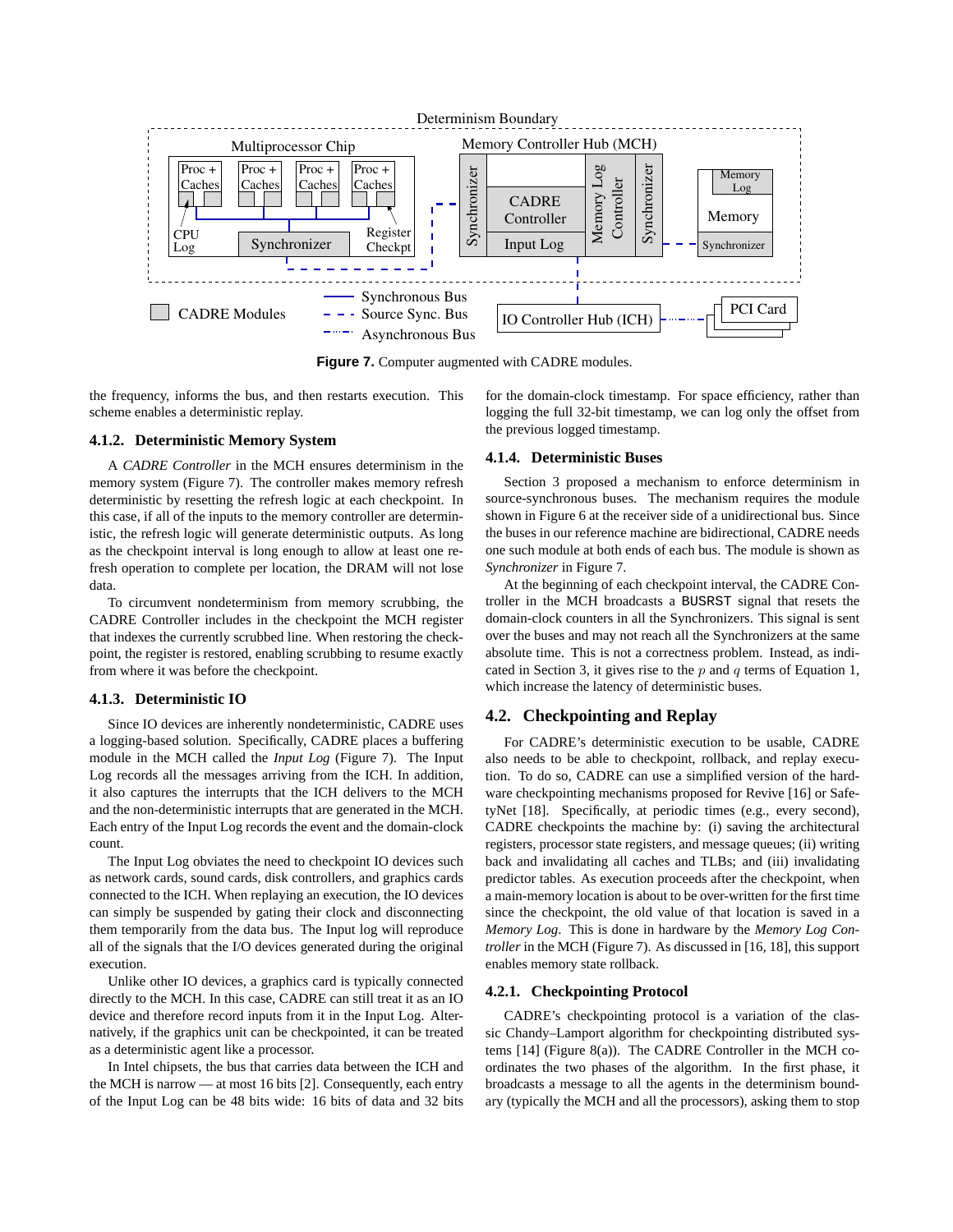Figure 7. Computer augmented with CADRE modules.

the frequency, informs the bus, and then restarts execution. This scheme enables a deterministic replay.

#### 4.1.2. Deterministic Memory System

A *CADRE Controller* in the MCH ensures determinism in the memory system (Figure 7). The controller makes memory refresh deterministic by resetting the refresh logic at each checkpoint. In this case, if all of the inputs to the memory controller are deterministic, the refresh logic will generate deterministic outputs. As long as the checkpoint interval is long enough to allow at least one refresh operation to complete per location, the DRAM will not lose data.

To circumvent nondeterminism from memory scrubbing, the CADRE Controller includes in the checkpoint the MCH register that indexes the currently scrubbed line. When restoring the checkpoint, the register is restored, enabling scrubbing to resume exactly from where it was before the checkpoint.

#### 4.1.3. Deterministic IO

Since IO devices are inherently nondeterministic, CADRE uses a logging-based solution. Specifically, CADRE places a buffering module in the MCH called the *Input Log* (Figure 7). The Input Log records all the messages arriving from the ICH. In addition, it also captures the interrupts that the ICH delivers to the MCH and the non-deterministic interrupts that are generated in the MCH. Each entry of the Input Log records the event and the domain-clock count.

The Input Log obviates the need to checkpoint IO devices such as network cards, sound cards, disk controllers, and graphics cards connected to the ICH. When replaying an execution, the IO devices can simply be suspended by gating their clock and disconnecting them temporarily from the data bus. The Input log will reproduce all of the signals that the I/O devices generated during the original execution.

Unlike other IO devices, a graphics card is typically connected directly to the MCH. In this case, CADRE can still treat it as an IO device and therefore record inputs from it in the Input Log. Alternatively, if the graphics unit can be checkpointed, it can be treated as a deterministic agent like a processor.

In Intel chipsets, the bus that carries data between the ICH and the MCH is narrow — at most 16 bits [2]. Consequently, each entry of the Input Log can be 48 bits wide: 16 bits of data and 32 bits for the domain-clock timestamp. For space efficiency, rather than logging the full 32-bit timestamp, we can log only the offset from the previous logged timestamp.

#### 4.1.4. Deterministic Buses

Section 3 proposed a mechanism to enforce determinism in source-synchronous buses. The mechanism requires the module shown in Figure 6 at the receiver side of a unidirectional bus. Since the buses in our reference machine are bidirectional, CADRE needs one such module at both ends of each bus. The module is shown as *Synchronizer* in Figure 7.

At the beginning of each checkpoint interval, the CADRE Controller in the MCH broadcasts a BUSRST signal that resets the domain-clock counters in all the Synchronizers. This signal is sent over the buses and may not reach all the Synchronizers at the same absolute time. This is not a correctness problem. Instead, as indicated in Section 3, it gives rise to the $p$ and $q$ terms of Equation 1, which increase the latency of deterministic buses.

### 4.2. Checkpointing and Replay

For CADRE's deterministic execution to be usable, CADRE also needs to be able to checkpoint, rollback, and replay execution. To do so, CADRE can use a simplified version of the hardware checkpointing mechanisms proposed for Revive [16] or SafetyNet [18]. Specifically, at periodic times (e.g., every second), CADRE checkpoints the machine by: (i) saving the architectural registers, processor state registers, and message queues; (ii) writing back and invalidating all caches and TLBs; and (iii) invalidating predictor tables. As execution proceeds after the checkpoint, when a main-memory location is about to be over-written for the first time since the checkpoint, the old value of that location is saved in a *Memory Log*. This is done in hardware by the *Memory Log Controller* in the MCH (Figure 7). As discussed in [16, 18], this support enables memory state rollback.

#### 4.2.1. Checkpointing Protocol

CADRE's checkpointing protocol is a variation of the classic Chandy–Lamport algorithm for checkpointing distributed systems [14] (Figure 8(a)). The CADRE Controller in the MCH coordinates the two phases of the algorithm. In the first phase, it broadcasts a message to all the agents in the determinism boundary (typically the MCH and all the processors), asking them to stop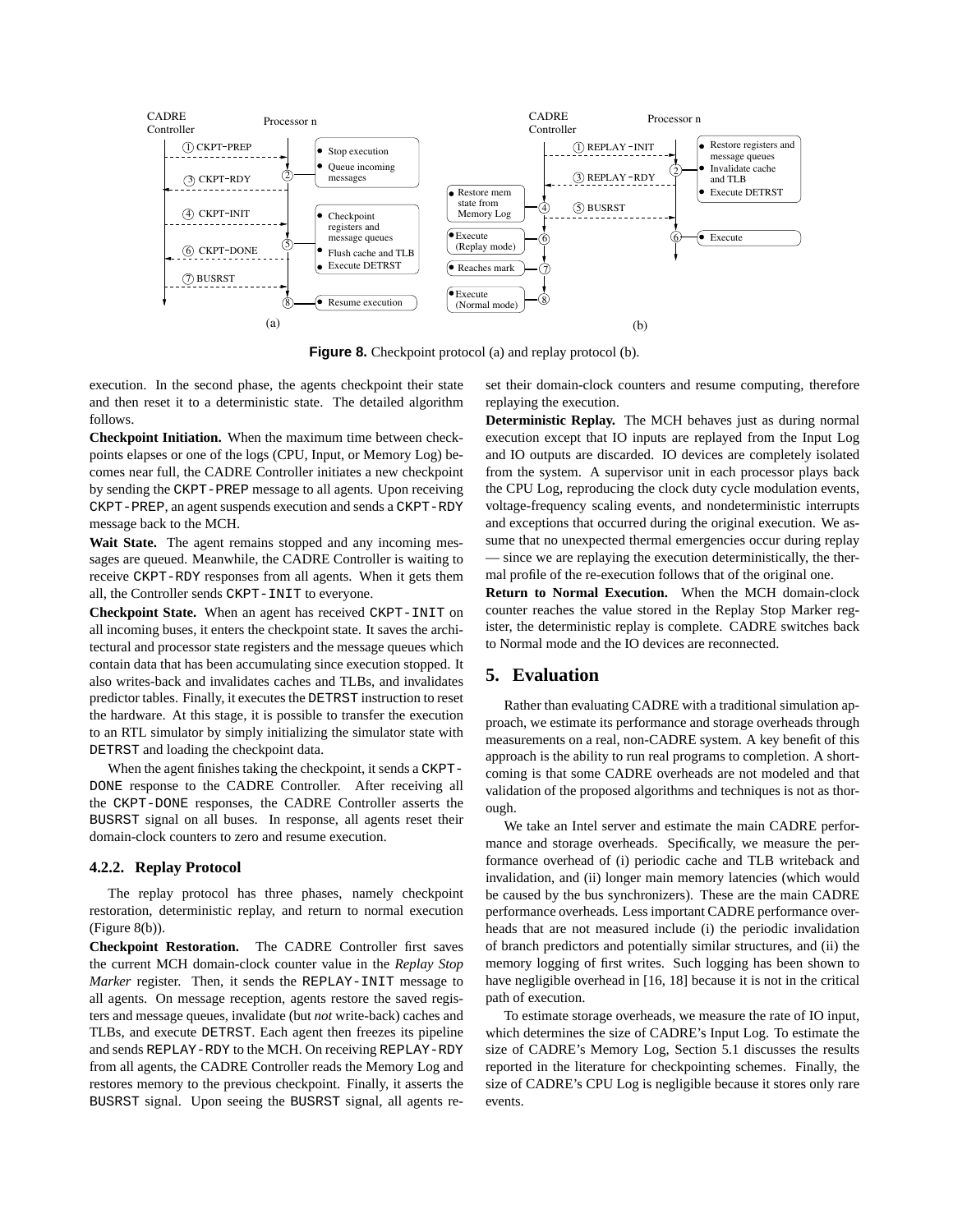Figure 8. Checkpoint protocol (a) and replay protocol (b).

execution. In the second phase, the agents checkpoint their state and then reset it to a deterministic state. The detailed algorithm follows.

**Checkpoint Initiation.** When the maximum time between checkpoints elapses or one of the logs (CPU, Input, or Memory Log) becomes near full, the CADRE Controller initiates a new checkpoint by sending the CKPT-PREP message to all agents. Upon receiving CKPT-PREP, an agent suspends execution and sends a CKPT-RDY message back to the MCH.

**Wait State.** The agent remains stopped and any incoming messages are queued. Meanwhile, the CADRE Controller is waiting to receive CKPT-RDY responses from all agents. When it gets them all, the Controller sends CKPT-INIT to everyone.

**Checkpoint State.** When an agent has received CKPT-INIT on all incoming buses, it enters the checkpoint state. It saves the architectural and processor state registers and the message queues which contain data that has been accumulating since execution stopped. It also writes-back and invalidates caches and TLBs, and invalidates predictor tables. Finally, it executes the DETRST instruction to reset the hardware. At this stage, it is possible to transfer the execution to an RTL simulator by simply initializing the simulator state with DETRST and loading the checkpoint data.

When the agent finishes taking the checkpoint, it sends a CKPT-DONE response to the CADRE Controller. After receiving all the CKPT-DONE responses, the CADRE Controller asserts the BUSRST signal on all buses. In response, all agents reset their domain-clock counters to zero and resume execution.

#### 4.2.2. Replay Protocol

The replay protocol has three phases, namely checkpoint restoration, deterministic replay, and return to normal execution (Figure 8(b)).

**Checkpoint Restoration.** The CADRE Controller first saves the current MCH domain-clock counter value in the *Replay Stop Marker* register. Then, it sends the REPLAY-INIT message to all agents. On message reception, agents restore the saved registers and message queues, invalidate (but *not* write-back) caches and TLBs, and execute DETRST. Each agent then freezes its pipeline and sends REPLAY-RDY to the MCH. On receiving REPLAY-RDY from all agents, the CADRE Controller reads the Memory Log and restores memory to the previous checkpoint. Finally, it asserts the BUSRST signal. Upon seeing the BUSRST signal, all agents reset their domain-clock counters and resume computing, therefore replaying the execution.

**Deterministic Replay.** The MCH behaves just as during normal execution except that IO inputs are replayed from the Input Log and IO outputs are discarded. IO devices are completely isolated from the system. A supervisor unit in each processor plays back the CPU Log, reproducing the clock duty cycle modulation events, voltage-frequency scaling events, and nondeterministic interrupts and exceptions that occurred during the original execution. We assume that no unexpected thermal emergencies occur during replay — since we are replaying the execution deterministically, the thermal profile of the re-execution follows that of the original one.

**Return to Normal Execution.** When the MCH domain-clock counter reaches the value stored in the Replay Stop Marker register, the deterministic replay is complete. CADRE switches back to Normal mode and the IO devices are reconnected.

## 5. Evaluation

Rather than evaluating CADRE with a traditional simulation approach, we estimate its performance and storage overheads through measurements on a real, non-CADRE system. A key benefit of this approach is the ability to run real programs to completion. A shortcoming is that some CADRE overheads are not modeled and that validation of the proposed algorithms and techniques is not as thorough.

We take an Intel server and estimate the main CADRE performance and storage overheads. Specifically, we measure the performance overhead of (i) periodic cache and TLB writeback and invalidation, and (ii) longer main memory latencies (which would be caused by the bus synchronizers). These are the main CADRE performance overheads. Less important CADRE performance overheads that are not measured include (i) the periodic invalidation of branch predictors and potentially similar structures, and (ii) the memory logging of first writes. Such logging has been shown to have negligible overhead in [16, 18] because it is not in the critical path of execution.

To estimate storage overheads, we measure the rate of IO input, which determines the size of CADRE's Input Log. To estimate the size of CADRE's Memory Log, Section 5.1 discusses the results reported in the literature for checkpointing schemes. Finally, the size of CADRE's CPU Log is negligible because it stores only rare events.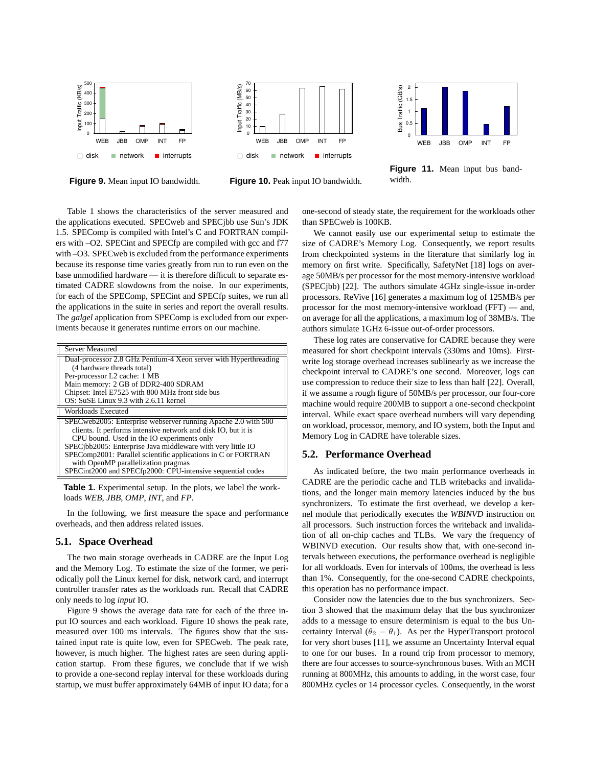Figure 9. Mean input IO bandwidth.

Figure 10. Peak input IO bandwidth.

Figure 11. Mean input bus bandwidth.

Table 1 shows the characteristics of the server measured and the applications executed. SPECweb and SPECjbb use Sun's JDK 1.5. SPEComp is compiled with Intel's C and FORTRAN compilers with –O2. SPECint and SPECfp are compiled with gcc and f77 with –O3. SPECweb is excluded from the performance experiments because its response time varies greatly from run to run even on the base unmodified hardware — it is therefore difficult to separate estimated CADRE slowdowns from the noise. In our experiments, for each of the SPEComp, SPECint and SPECfp suites, we run all the applications in the suite in series and report the overall results. The *galgel* application from SPEComp is excluded from our experiments because it generates runtime errors on our machine.

| Server Measured |
|---|
| Dual-processor 2.8 GHz Pentium-4 Xeon server with Hyperthreading (4 hardware threads total)<br>Per-processor L2 cache: 1 MB<br>Main memory: 2 GB of DDR2-400 SDRAM<br>Chipset: Intel E7525 with 800 MHz front side bus<br>OS: SuSE Linux 9.3 with 2.6.11 kernel |
| **Workloads Executed** |
| SPECweb2005: Enterprise webserver running Apache 2.0 with 500 clients. It performs intensive network and disk IO, but it is CPU bound. Used in the IO experiments only<br>SPECjbb2005: Enterprise Java middleware with very little IO<br>SPEComp2001: Parallel scientific applications in C or FORTRAN with OpenMP parallelization pragmas<br>SPECint2000 and SPECfp2000: CPU-intensive sequential codes |

**Table 1.** Experimental setup. In the plots, we label the workloads *WEB*, *JBB*, *OMP*, *INT*, and *FP*.

In the following, we first measure the space and performance overheads, and then address related issues.

## 5.1. Space Overhead

The two main storage overheads in CADRE are the Input Log and the Memory Log. To estimate the size of the former, we periodically poll the Linux kernel for disk, network card, and interrupt controller transfer rates as the workloads run. Recall that CADRE only needs to log *input* IO.

Figure 9 shows the average data rate for each of the three input IO sources and each workload. Figure 10 shows the peak rate, measured over 100 ms intervals. The figures show that the sustained input rate is quite low, even for SPECweb. The peak rate, however, is much higher. The highest rates are seen during application startup. From these figures, we conclude that if we wish to provide a one-second replay interval for these workloads during startup, we must buffer approximately 64MB of input IO data; for a one-second of steady state, the requirement for the workloads other than SPECweb is 100KB.

We cannot easily use our experimental setup to estimate the size of CADRE's Memory Log. Consequently, we report results from checkpointed systems in the literature that similarly log in memory on first write. Specifically, SafetyNet [18] logs on average 50MB/s per processor for the most memory-intensive workload (SPECjbb) [22]. The authors simulate 4GHz single-issue in-order processors. ReVive [16] generates a maximum log of 125MB/s per processor for the most memory-intensive workload (FFT) — and, on average for all the applications, a maximum log of 38MB/s. The authors simulate 1GHz 6-issue out-of-order processors.

These log rates are conservative for CADRE because they were measured for short checkpoint intervals (330ms and 10ms). First-write log storage overhead increases sublinearly as we increase the checkpoint interval to CADRE's one second. Moreover, logs can use compression to reduce their size to less than half [22]. Overall, if we assume a rough figure of 50MB/s per processor, our four-core machine would require 200MB to support a one-second checkpoint interval. While exact space overhead numbers will vary depending on workload, processor, memory, and IO system, both the Input and Memory Log in CADRE have tolerable sizes.

## 5.2. Performance Overhead

As indicated before, the two main performance overheads in CADRE are the periodic cache and TLB writebacks and invalidations, and the longer main memory latencies induced by the bus synchronizers. To estimate the first overhead, we develop a kernel module that periodically executes the *WBINVD* instruction on all processors. Such instruction forces the writeback and invalidation of all on-chip caches and TLBs. We vary the frequency of WBINVD execution. Our results show that, with one-second intervals between executions, the performance overhead is negligible for all workloads. Even for intervals of 100ms, the overhead is less than 1%. Consequently, for the one-second CADRE checkpoints, this operation has no performance impact.

Consider now the latencies due to the bus synchronizers. Section 3 showed that the maximum delay that the bus synchronizer adds to a message to ensure determinism is equal to the bus Uncertainty Interval ($\theta_2 - \theta_1$). As per the HyperTransport protocol for very short buses [11], we assume an Uncertainty Interval equal to one for our buses. In a round trip from processor to memory, there are four accesses to source-synchronous buses. With an MCH running at 800MHz, this amounts to adding, in the worst case, four 800MHz cycles or 14 processor cycles. Consequently, in the worst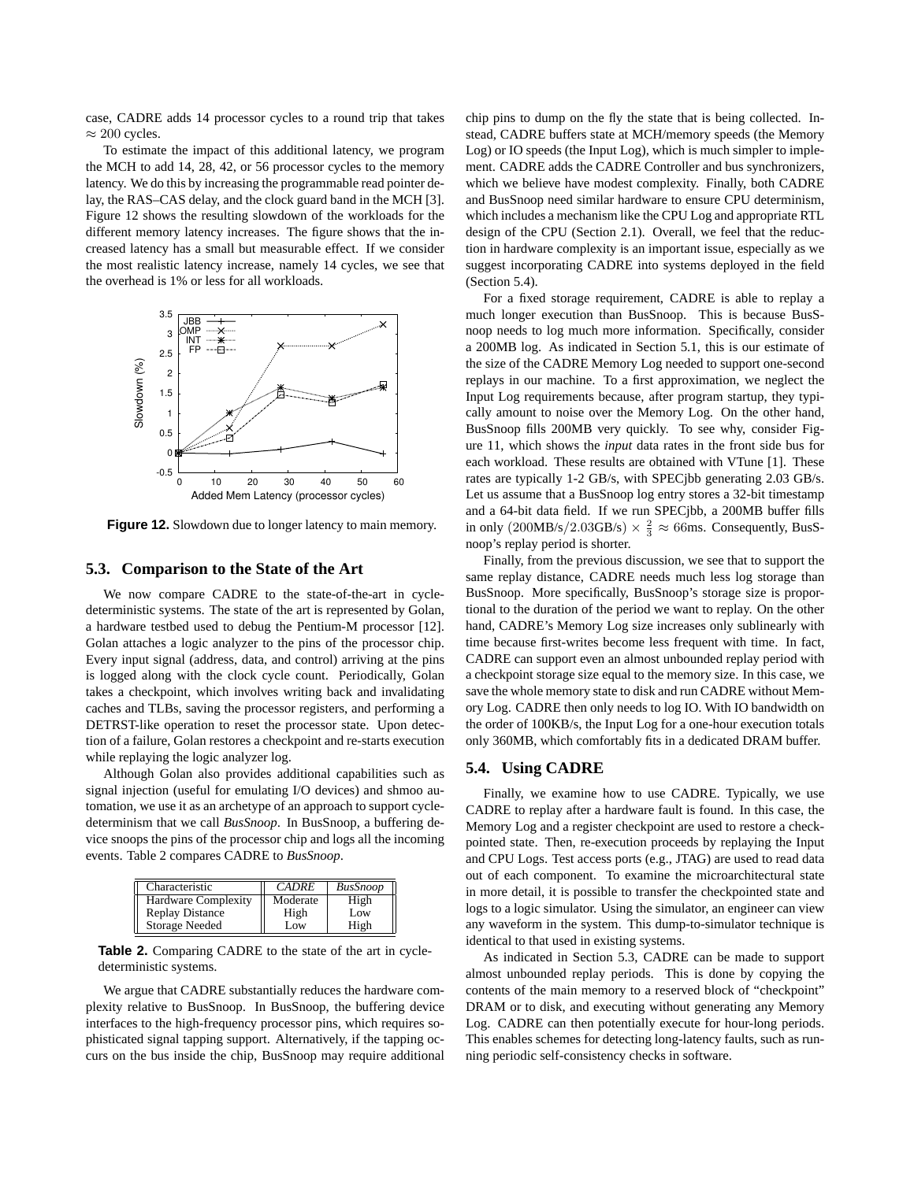case, CADRE adds 14 processor cycles to a round trip that takes $\approx 200$ cycles.

To estimate the impact of this additional latency, we program the MCH to add 14, 28, 42, or 56 processor cycles to the memory latency. We do this by increasing the programmable read pointer delay, the RAS–CAS delay, and the clock guard band in the MCH [3]. Figure 12 shows the resulting slowdown of the workloads for the different memory latency increases. The figure shows that the increased latency has a small but measurable effect. If we consider the most realistic latency increase, namely 14 cycles, we see that the overhead is 1% or less for all workloads.

**Figure 12.** Slowdown due to longer latency to main memory.

## 5.3. Comparison to the State of the Art

We now compare CADRE to the state-of-the-art in cycle-deterministic systems. The state of the art is represented by Golan, a hardware testbed used to debug the Pentium-M processor [12]. Golan attaches a logic analyzer to the pins of the processor chip. Every input signal (address, data, and control) arriving at the pins is logged along with the clock cycle count. Periodically, Golan takes a checkpoint, which involves writing back and invalidating caches and TLBs, saving the processor registers, and performing a DETRST-like operation to reset the processor state. Upon detection of a failure, Golan restores a checkpoint and re-starts execution while replaying the logic analyzer log.

Although Golan also provides additional capabilities such as signal injection (useful for emulating I/O devices) and shmoo automation, we use it as an archetype of an approach to support cycle-determinism that we call *BusSnoop*. In BusSnoop, a buffering device snoops the pins of the processor chip and logs all the incoming events. Table 2 compares CADRE to *BusSnoop*.

| Characteristic | *CADRE* | *BusSnoop* |
|---|---|---|
| Hardware Complexity | Moderate | High |
| Replay Distance | High | Low |
| Storage Needed | Low | High |

**Table 2.** Comparing CADRE to the state of the art in cycle-deterministic systems.

We argue that CADRE substantially reduces the hardware complexity relative to BusSnoop. In BusSnoop, the buffering device interfaces to the high-frequency processor pins, which requires sophisticated signal tapping support. Alternatively, if the tapping occurs on the bus inside the chip, BusSnoop may require additional chip pins to dump on the fly the state that is being collected. Instead, CADRE buffers state at MCH/memory speeds (the Memory Log) or IO speeds (the Input Log), which is much simpler to implement. CADRE adds the CADRE Controller and bus synchronizers, which we believe have modest complexity. Finally, both CADRE and BusSnoop need similar hardware to ensure CPU determinism, which includes a mechanism like the CPU Log and appropriate RTL design of the CPU (Section 2.1). Overall, we feel that the reduction in hardware complexity is an important issue, especially as we suggest incorporating CADRE into systems deployed in the field (Section 5.4).

For a fixed storage requirement, CADRE is able to replay a much longer execution than BusSnoop. This is because BusSnoop needs to log much more information. Specifically, consider a 200MB log. As indicated in Section 5.1, this is our estimate of the size of the CADRE Memory Log needed to support one-second replays in our machine. To a first approximation, we neglect the Input Log requirements because, after program startup, they typically amount to noise over the Memory Log. On the other hand, BusSnoop fills 200MB very quickly. To see why, consider Figure 11, which shows the *input* data rates in the front side bus for each workload. These results are obtained with VTune [1]. These rates are typically 1-2 GB/s, with SPECjbb generating 2.03 GB/s. Let us assume that a BusSnoop log entry stores a 32-bit timestamp and a 64-bit data field. If we run SPECjbb, a 200MB buffer fills in only $(200\text{MB/s}/2.03\text{GB/s}) \times \frac{2}{3} \approx 66\text{ms}$. Consequently, BusSnoop's replay period is shorter.

Finally, from the previous discussion, we see that to support the same replay distance, CADRE needs much less log storage than BusSnoop. More specifically, BusSnoop's storage size is proportional to the duration of the period we want to replay. On the other hand, CADRE's Memory Log size increases only sublinearly with time because first-writes become less frequent with time. In fact, CADRE can support even an almost unbounded replay period with a checkpoint storage size equal to the memory size. In this case, we save the whole memory state to disk and run CADRE without Memory Log. CADRE then only needs to log IO. With IO bandwidth on the order of 100KB/s, the Input Log for a one-hour execution totals only 360MB, which comfortably fits in a dedicated DRAM buffer.

## 5.4. Using CADRE

Finally, we examine how to use CADRE. Typically, we use CADRE to replay after a hardware fault is found. In this case, the Memory Log and a register checkpoint are used to restore a checkpointed state. Then, re-execution proceeds by replaying the Input and CPU Logs. Test access ports (e.g., JTAG) are used to read data out of each component. To examine the microarchitectural state in more detail, it is possible to transfer the checkpointed state and logs to a logic simulator. Using the simulator, an engineer can view any waveform in the system. This dump-to-simulator technique is identical to that used in existing systems.

As indicated in Section 5.3, CADRE can be made to support almost unbounded replay periods. This is done by copying the contents of the main memory to a reserved block of "checkpoint" DRAM or to disk, and executing without generating any Memory Log. CADRE can then potentially execute for hour-long periods. This enables schemes for detecting long-latency faults, such as running periodic self-consistency checks in software.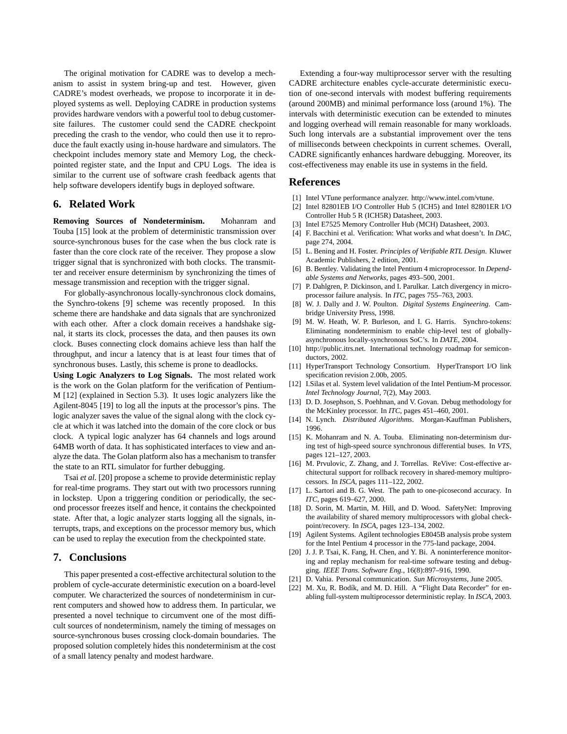The original motivation for CADRE was to develop a mechanism to assist in system bring-up and test. However, given CADRE's modest overheads, we propose to incorporate it in deployed systems as well. Deploying CADRE in production systems provides hardware vendors with a powerful tool to debug customer-site failures. The customer could send the CADRE checkpoint preceding the crash to the vendor, who could then use it to reproduce the fault exactly using in-house hardware and simulators. The checkpoint includes memory state and Memory Log, the checkpointed register state, and the Input and CPU Logs. The idea is similar to the current use of software crash feedback agents that help software developers identify bugs in deployed software.

## 6. Related Work

**Removing Sources of Nondeterminism.** Mohanram and Touba [15] look at the problem of deterministic transmission over source-synchronous buses for the case when the bus clock rate is faster than the core clock rate of the receiver. They propose a slow trigger signal that is synchronized with both clocks. The transmitter and receiver ensure determinism by synchronizing the times of message transmission and reception with the trigger signal.

For globally-asynchronous locally-synchronous clock domains, the Synchro-tokens [9] scheme was recently proposed. In this scheme there are handshake and data signals that are synchronized with each other. After a clock domain receives a handshake signal, it starts its clock, processes the data, and then pauses its own clock. Buses connecting clock domains achieve less than half the throughput, and incur a latency that is at least four times that of synchronous buses. Lastly, this scheme is prone to deadlocks.

**Using Logic Analyzers to Log Signals.** The most related work is the work on the Golan platform for the verification of Pentium-M [12] (explained in Section 5.3). It uses logic analyzers like the Agilent-8045 [19] to log all the inputs at the processor's pins. The logic analyzer saves the value of the signal along with the clock cycle at which it was latched into the domain of the core clock or bus clock. A typical logic analyzer has 64 channels and logs around 64MB worth of data. It has sophisticated interfaces to view and analyze the data. The Golan platform also has a mechanism to transfer the state to an RTL simulator for further debugging.

Tsai *et al.* [20] propose a scheme to provide deterministic replay for real-time programs. They start out with two processors running in lockstep. Upon a triggering condition or periodically, the second processor freezes itself and hence, it contains the checkpointed state. After that, a logic analyzer starts logging all the signals, interrupts, traps, and exceptions on the processor memory bus, which can be used to replay the execution from the checkpointed state.

## 7. Conclusions

This paper presented a cost-effective architectural solution to the problem of cycle-accurate deterministic execution on a board-level computer. We characterized the sources of nondeterminism in current computers and showed how to address them. In particular, we presented a novel technique to circumvent one of the most difficult sources of nondeterminism, namely the timing of messages on source-synchronous buses crossing clock-domain boundaries. The proposed solution completely hides this nondeterminism at the cost of a small latency penalty and modest hardware.

Extending a four-way multiprocessor server with the resulting CADRE architecture enables cycle-accurate deterministic execution of one-second intervals with modest buffering requirements (around 200MB) and minimal performance loss (around 1%). The intervals with deterministic execution can be extended to minutes and logging overhead will remain reasonable for many workloads. Such long intervals are a substantial improvement over the tens of milliseconds between checkpoints in current schemes. Overall, CADRE significantly enhances hardware debugging. Moreover, its cost-effectiveness may enable its use in systems in the field.

## References

[1] Intel VTune performance analyzer. http://www.intel.com/vtune.

[2] Intel 82801EB I/O Controller Hub 5 (ICH5) and Intel 82801ER I/O Controller Hub 5 R (ICH5R) Datasheet, 2003.

[3] Intel E7525 Memory Controller Hub (MCH) Datasheet, 2003.

[4] F. Bacchini et al. Verification: What works and what doesn't. In *DAC*, page 274, 2004.

[5] L. Bening and H. Foster. *Principles of Verifiable RTL Design*. Kluwer Academic Publishers, 2 edition, 2001.

[6] B. Bentley. Validating the Intel Pentium 4 microprocessor. In *Dependable Systems and Networks*, pages 493–500, 2001.

[7] P. Dahlgren, P. Dickinson, and I. Parulkar. Latch divergency in microprocessor failure analysis. In *ITC*, pages 755–763, 2003.

[8] W. J. Dally and J. W. Poulton. *Digital Systems Engineering*. Cambridge University Press, 1998.

[9] M. W. Heath, W. P. Burleson, and I. G. Harris. Synchro-tokens: Eliminating nondeterminism to enable chip-level test of globally-asynchronous locally-synchronous SoC's. In *DATE*, 2004.

[10] http://public.itrs.net. International technology roadmap for semiconductors, 2002.

[11] HyperTransport Technology Consortium. HyperTransport I/O link specification revision 2.00b, 2005.

[12] I.Silas et al. System level validation of the Intel Pentium-M processor. *Intel Technology Journal*, 7(2), May 2003.

[13] D. D. Josephson, S. Poehhnan, and V. Govan. Debug methodology for the McKinley processor. In *ITC*, pages 451–460, 2001.

[14] N. Lynch. *Distributed Algorithms*. Morgan-Kauffman Publishers, 1996.

[15] K. Mohanram and N. A. Touba. Eliminating non-determinism during test of high-speed source synchronous differential buses. In *VTS*, pages 121–127, 2003.

[16] M. Prvulovic, Z. Zhang, and J. Torrellas. ReVive: Cost-effective architectural support for rollback recovery in shared-memory multiprocessors. In *ISCA*, pages 111–122, 2002.

[17] L. Sartori and B. G. West. The path to one-picosecond accuracy. In *ITC*, pages 619–627, 2000.

[18] D. Sorin, M. Martin, M. Hill, and D. Wood. SafetyNet: Improving the availability of shared memory multiprocessors with global checkpoint/recovery. In *ISCA*, pages 123–134, 2002.

[19] Agilent Systems. Agilent technologies E8045B analysis probe system for the Intel Pentium 4 processor in the 775-land package, 2004.

[20] J. J. P. Tsai, K. Fang, H. Chen, and Y. Bi. A noninterference monitoring and replay mechanism for real-time software testing and debugging. *IEEE Trans. Software Eng.*, 16(8):897–916, 1990.

[21] D. Vahia. Personal communication. *Sun Microsystems*, June 2005.

[22] M. Xu, R. Bodík, and M. D. Hill. A "Flight Data Recorder" for enabling full-system multiprocessor deterministic replay. In *ISCA*, 2003.